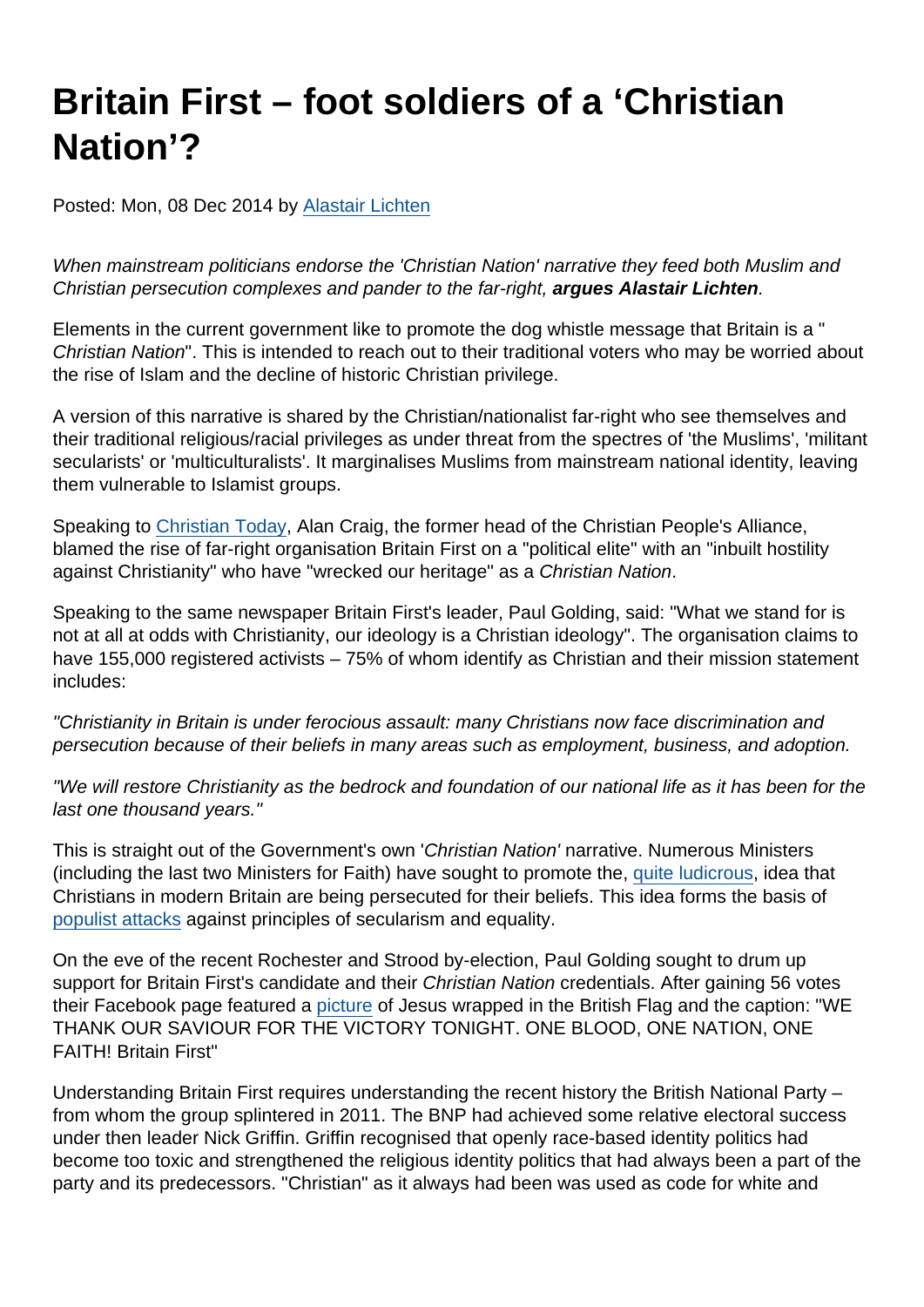# Britain First – foot soldiers of a 'Christian Nation'?

Posted: Mon, 08 Dec 2014 by Alastair Lichten

*When mainstream politicians endorse the 'Christian Nation' narrative they feed both Muslim and Christian persecution complexes and pander to the far-right,* ***argues Alastair Lichten****.*

Elements in the current government like to promote the dog whistle message that Britain is a "*Christian Nation*". This is intended to reach out to their traditional voters who may be worried about the rise of Islam and the decline of historic Christian privilege.

A version of this narrative is shared by the Christian/nationalist far-right who see themselves and their traditional religious/racial privileges as under threat from the spectres of 'the Muslims', 'militant secularists' or 'multiculturalists'. It marginalises Muslims from mainstream national identity, leaving them vulnerable to Islamist groups.

Speaking to Christian Today, Alan Craig, the former head of the Christian People's Alliance, blamed the rise of far-right organisation Britain First on a "political elite" with an "inbuilt hostility against Christianity" who have "wrecked our heritage" as a *Christian Nation*.

Speaking to the same newspaper Britain First's leader, Paul Golding, said: "What we stand for is not at all at odds with Christianity, our ideology is a Christian ideology". The organisation claims to have 155,000 registered activists – 75% of whom identify as Christian and their mission statement includes:

*"Christianity in Britain is under ferocious assault: many Christians now face discrimination and persecution because of their beliefs in many areas such as employment, business, and adoption.*

*"We will restore Christianity as the bedrock and foundation of our national life as it has been for the last one thousand years."*

This is straight out of the Government's own '*Christian Nation'* narrative. Numerous Ministers (including the last two Ministers for Faith) have sought to promote the, quite ludicrous, idea that Christians in modern Britain are being persecuted for their beliefs. This idea forms the basis of populist attacks against principles of secularism and equality.

On the eve of the recent Rochester and Strood by-election, Paul Golding sought to drum up support for Britain First's candidate and their *Christian Nation* credentials. After gaining 56 votes their Facebook page featured a picture of Jesus wrapped in the British Flag and the caption: "WE THANK OUR SAVIOUR FOR THE VICTORY TONIGHT. ONE BLOOD, ONE NATION, ONE FAITH! Britain First"

Understanding Britain First requires understanding the recent history the British National Party – from whom the group splintered in 2011. The BNP had achieved some relative electoral success under then leader Nick Griffin. Griffin recognised that openly race-based identity politics had become too toxic and strengthened the religious identity politics that had always been a part of the party and its predecessors. "Christian" as it always had been was used as code for white and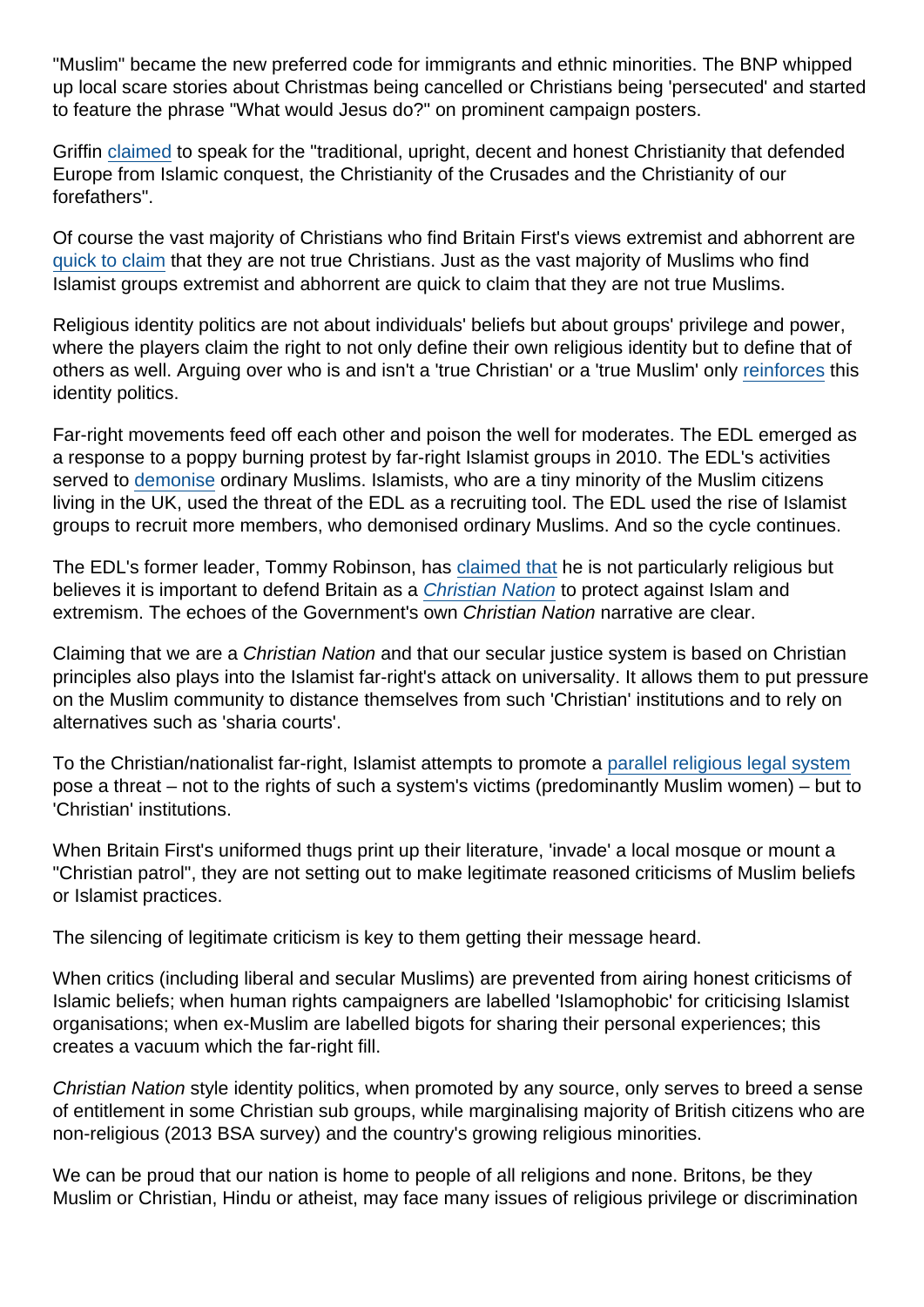"Muslim" became the new preferred code for immigrants and ethnic minorities. The BNP whipped up local scare stories about Christmas being cancelled or Christians being 'persecuted' and started to feature the phrase "What would Jesus do?" on prominent campaign posters.

Griffin claimed to speak for the "traditional, upright, decent and honest Christianity that defended Europe from Islamic conquest, the Christianity of the Crusades and the Christianity of our forefathers".

Of course the vast majority of Christians who find Britain First's views extremist and abhorrent are quick to claim that they are not true Christians. Just as the vast majority of Muslims who find Islamist groups extremist and abhorrent are quick to claim that they are not true Muslims.

Religious identity politics are not about individuals' beliefs but about groups' privilege and power, where the players claim the right to not only define their own religious identity but to define that of others as well. Arguing over who is and isn't a 'true Christian' or a 'true Muslim' only reinforces this identity politics.

Far-right movements feed off each other and poison the well for moderates. The EDL emerged as a response to a poppy burning protest by far-right Islamist groups in 2010. The EDL's activities served to demonise ordinary Muslims. Islamists, who are a tiny minority of the Muslim citizens living in the UK, used the threat of the EDL as a recruiting tool. The EDL used the rise of Islamist groups to recruit more members, who demonised ordinary Muslims. And so the cycle continues.

The EDL's former leader, Tommy Robinson, has claimed that he is not particularly religious but believes it is important to defend Britain as a *Christian Nation* to protect against Islam and extremism. The echoes of the Government's own *Christian Nation* narrative are clear.

Claiming that we are a *Christian Nation* and that our secular justice system is based on Christian principles also plays into the Islamist far-right's attack on universality. It allows them to put pressure on the Muslim community to distance themselves from such 'Christian' institutions and to rely on alternatives such as 'sharia courts'.

To the Christian/nationalist far-right, Islamist attempts to promote a parallel religious legal system pose a threat – not to the rights of such a system's victims (predominantly Muslim women) – but to 'Christian' institutions.

When Britain First's uniformed thugs print up their literature, 'invade' a local mosque or mount a "Christian patrol", they are not setting out to make legitimate reasoned criticisms of Muslim beliefs or Islamist practices.

The silencing of legitimate criticism is key to them getting their message heard.

When critics (including liberal and secular Muslims) are prevented from airing honest criticisms of Islamic beliefs; when human rights campaigners are labelled 'Islamophobic' for criticising Islamist organisations; when ex-Muslim are labelled bigots for sharing their personal experiences; this creates a vacuum which the far-right fill.

*Christian Nation* style identity politics, when promoted by any source, only serves to breed a sense of entitlement in some Christian sub groups, while marginalising majority of British citizens who are non-religious (2013 BSA survey) and the country's growing religious minorities.

We can be proud that our nation is home to people of all religions and none. Britons, be they Muslim or Christian, Hindu or atheist, may face many issues of religious privilege or discrimination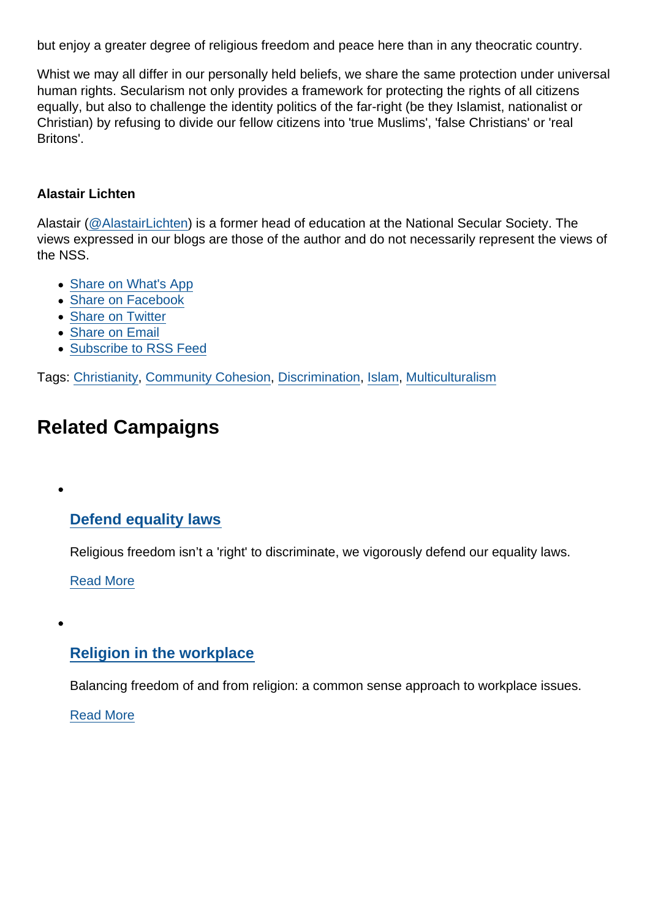but enjoy a greater degree of religious freedom and peace here than in any theocratic country.

Whist we may all differ in our personally held beliefs, we share the same protection under universal human rights. Secularism not only provides a framework for protecting the rights of all citizens equally, but also to challenge the identity politics of the far-right (be they Islamist, nationalist or Christian) by refusing to divide our fellow citizens into 'true Muslims', 'false Christians' or 'real Britons'.

**Alastair Lichten**

Alastair (@AlastairLichten) is a former head of education at the National Secular Society. The views expressed in our blogs are those of the author and do not necessarily represent the views of the NSS.

- Share on What's App
- Share on Facebook
- Share on Twitter
- Share on Email
- Subscribe to RSS Feed

Tags: Christianity, Community Cohesion, Discrimination, Islam, Multiculturalism

## Related Campaigns

- ### Defend equality laws

  Religious freedom isn’t a 'right' to discriminate, we vigorously defend our equality laws.

  Read More

- ### Religion in the workplace

  Balancing freedom of and from religion: a common sense approach to workplace issues.

  Read More